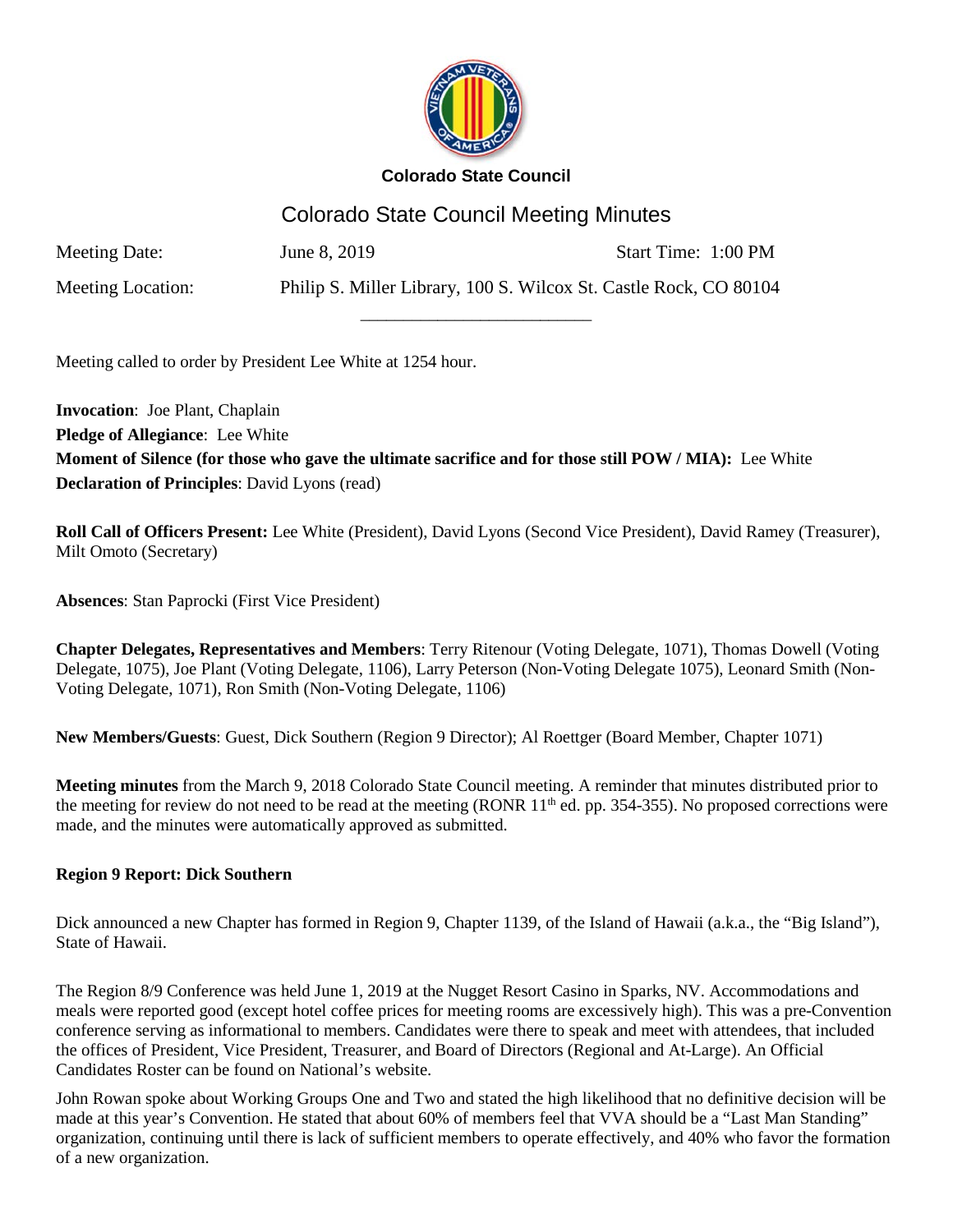**Colorado State Council**

# Colorado State Council Meeting Minutes

Meeting Date: June 8, 2019 Start Time: 1:00 PM

Meeting Location: Philip S. Miller Library, 100 S. Wilcox St. Castle Rock, CO 80104

---

Meeting called to order by President Lee White at 1254 hour.

**Invocation**: Joe Plant, Chaplain
**Pledge of Allegiance**: Lee White
**Moment of Silence (for those who gave the ultimate sacrifice and for those still POW / MIA):** Lee White
**Declaration of Principles**: David Lyons (read)

**Roll Call of Officers Present:** Lee White (President), David Lyons (Second Vice President), David Ramey (Treasurer), Milt Omoto (Secretary)

**Absences**: Stan Paprocki (First Vice President)

**Chapter Delegates, Representatives and Members**: Terry Ritenour (Voting Delegate, 1071), Thomas Dowell (Voting Delegate, 1075), Joe Plant (Voting Delegate, 1106), Larry Peterson (Non-Voting Delegate 1075), Leonard Smith (Non-Voting Delegate, 1071), Ron Smith (Non-Voting Delegate, 1106)

**New Members/Guests**: Guest, Dick Southern (Region 9 Director); Al Roettger (Board Member, Chapter 1071)

**Meeting minutes** from the March 9, 2018 Colorado State Council meeting. A reminder that minutes distributed prior to the meeting for review do not need to be read at the meeting (RONR 11th ed. pp. 354-355). No proposed corrections were made, and the minutes were automatically approved as submitted.

**Region 9 Report: Dick Southern**

Dick announced a new Chapter has formed in Region 9, Chapter 1139, of the Island of Hawaii (a.k.a., the "Big Island"), State of Hawaii.

The Region 8/9 Conference was held June 1, 2019 at the Nugget Resort Casino in Sparks, NV. Accommodations and meals were reported good (except hotel coffee prices for meeting rooms are excessively high). This was a pre-Convention conference serving as informational to members. Candidates were there to speak and meet with attendees, that included the offices of President, Vice President, Treasurer, and Board of Directors (Regional and At-Large). An Official Candidates Roster can be found on National's website.

John Rowan spoke about Working Groups One and Two and stated the high likelihood that no definitive decision will be made at this year's Convention. He stated that about 60% of members feel that VVA should be a "Last Man Standing" organization, continuing until there is lack of sufficient members to operate effectively, and 40% who favor the formation of a new organization.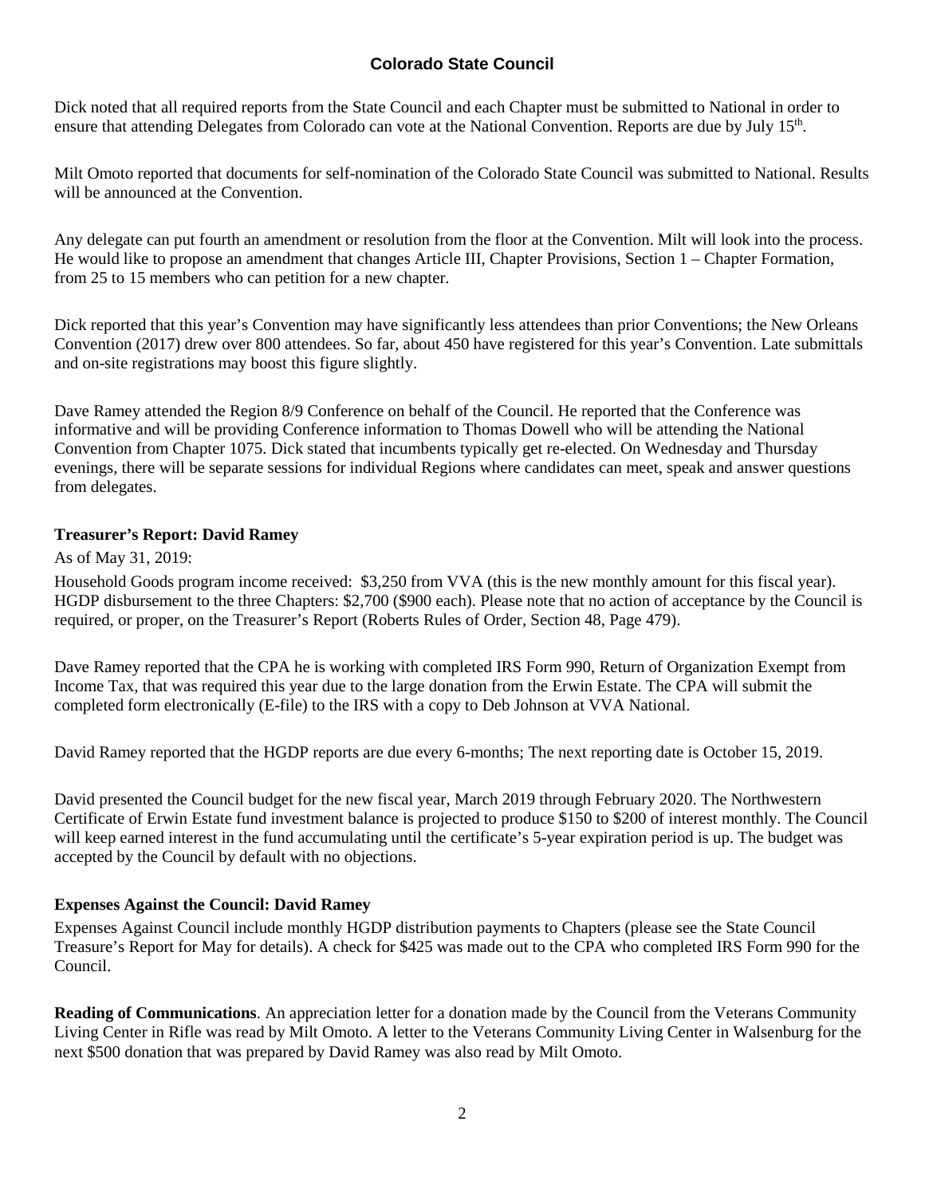## Colorado State Council

Dick noted that all required reports from the State Council and each Chapter must be submitted to National in order to ensure that attending Delegates from Colorado can vote at the National Convention. Reports are due by July 15th.

Milt Omoto reported that documents for self-nomination of the Colorado State Council was submitted to National. Results will be announced at the Convention.

Any delegate can put fourth an amendment or resolution from the floor at the Convention. Milt will look into the process. He would like to propose an amendment that changes Article III, Chapter Provisions, Section 1 – Chapter Formation, from 25 to 15 members who can petition for a new chapter.

Dick reported that this year's Convention may have significantly less attendees than prior Conventions; the New Orleans Convention (2017) drew over 800 attendees. So far, about 450 have registered for this year's Convention. Late submittals and on-site registrations may boost this figure slightly.

Dave Ramey attended the Region 8/9 Conference on behalf of the Council. He reported that the Conference was informative and will be providing Conference information to Thomas Dowell who will be attending the National Convention from Chapter 1075. Dick stated that incumbents typically get re-elected. On Wednesday and Thursday evenings, there will be separate sessions for individual Regions where candidates can meet, speak and answer questions from delegates.

**Treasurer's Report: David Ramey**

As of May 31, 2019:

Household Goods program income received: $3,250 from VVA (this is the new monthly amount for this fiscal year). HGDP disbursement to the three Chapters: $2,700 ($900 each). Please note that no action of acceptance by the Council is required, or proper, on the Treasurer's Report (Roberts Rules of Order, Section 48, Page 479).

Dave Ramey reported that the CPA he is working with completed IRS Form 990, Return of Organization Exempt from Income Tax, that was required this year due to the large donation from the Erwin Estate. The CPA will submit the completed form electronically (E-file) to the IRS with a copy to Deb Johnson at VVA National.

David Ramey reported that the HGDP reports are due every 6-months; The next reporting date is October 15, 2019.

David presented the Council budget for the new fiscal year, March 2019 through February 2020. The Northwestern Certificate of Erwin Estate fund investment balance is projected to produce $150 to $200 of interest monthly. The Council will keep earned interest in the fund accumulating until the certificate's 5-year expiration period is up. The budget was accepted by the Council by default with no objections.

**Expenses Against the Council: David Ramey**

Expenses Against Council include monthly HGDP distribution payments to Chapters (please see the State Council Treasure's Report for May for details). A check for $425 was made out to the CPA who completed IRS Form 990 for the Council.

**Reading of Communications**. An appreciation letter for a donation made by the Council from the Veterans Community Living Center in Rifle was read by Milt Omoto. A letter to the Veterans Community Living Center in Walsenburg for the next $500 donation that was prepared by David Ramey was also read by Milt Omoto.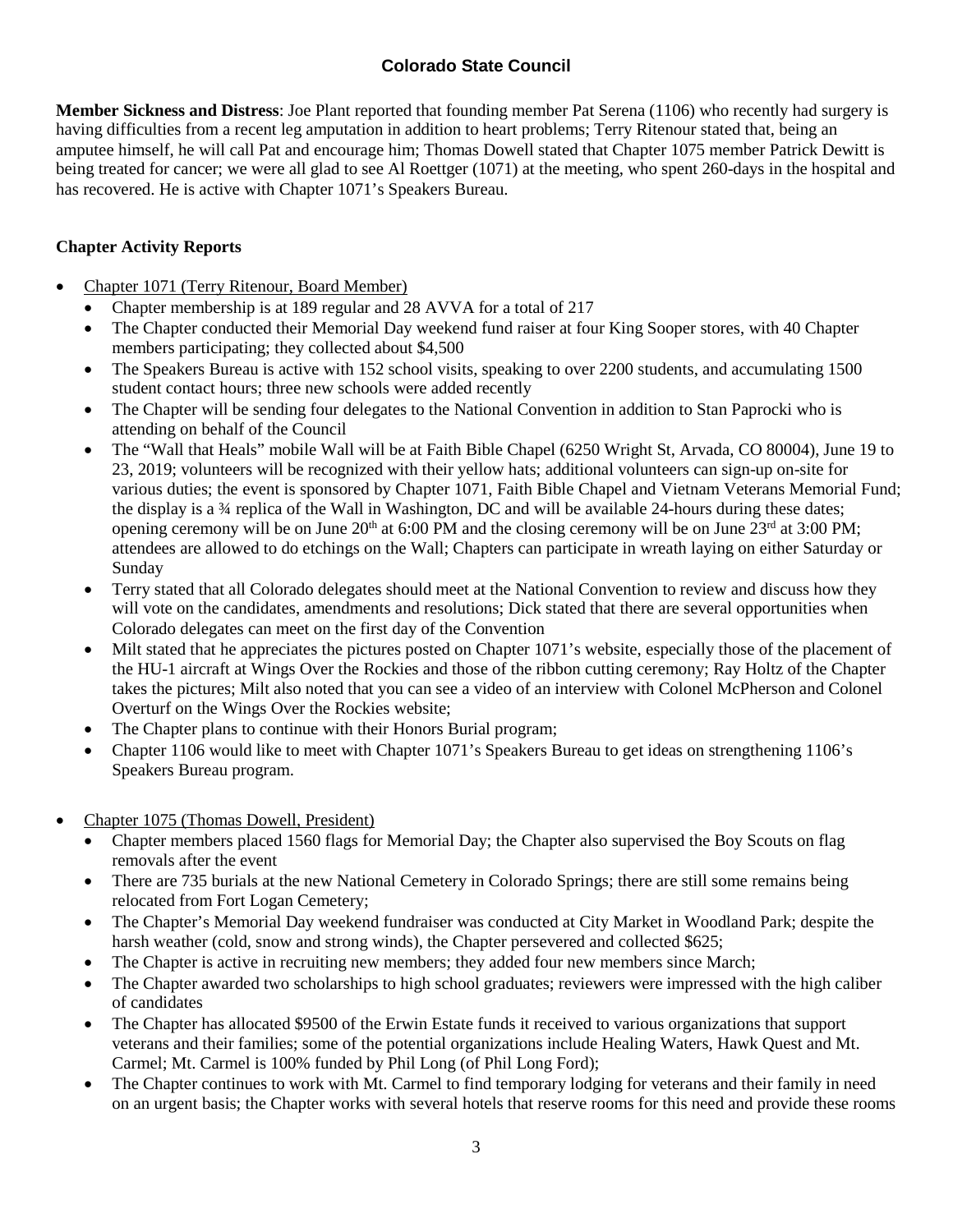## Colorado State Council

**Member Sickness and Distress**: Joe Plant reported that founding member Pat Serena (1106) who recently had surgery is having difficulties from a recent leg amputation in addition to heart problems; Terry Ritenour stated that, being an amputee himself, he will call Pat and encourage him; Thomas Dowell stated that Chapter 1075 member Patrick Dewitt is being treated for cancer; we were all glad to see Al Roettger (1071) at the meeting, who spent 260-days in the hospital and has recovered. He is active with Chapter 1071's Speakers Bureau.

### Chapter Activity Reports

- Chapter 1071 (Terry Ritenour, Board Member)
  - Chapter membership is at 189 regular and 28 AVVA for a total of 217
  - The Chapter conducted their Memorial Day weekend fund raiser at four King Sooper stores, with 40 Chapter members participating; they collected about $4,500
  - The Speakers Bureau is active with 152 school visits, speaking to over 2200 students, and accumulating 1500 student contact hours; three new schools were added recently
  - The Chapter will be sending four delegates to the National Convention in addition to Stan Paprocki who is attending on behalf of the Council
  - The "Wall that Heals" mobile Wall will be at Faith Bible Chapel (6250 Wright St, Arvada, CO 80004), June 19 to 23, 2019; volunteers will be recognized with their yellow hats; additional volunteers can sign-up on-site for various duties; the event is sponsored by Chapter 1071, Faith Bible Chapel and Vietnam Veterans Memorial Fund; the display is a ¾ replica of the Wall in Washington, DC and will be available 24-hours during these dates; opening ceremony will be on June 20th at 6:00 PM and the closing ceremony will be on June 23rd at 3:00 PM; attendees are allowed to do etchings on the Wall; Chapters can participate in wreath laying on either Saturday or Sunday
  - Terry stated that all Colorado delegates should meet at the National Convention to review and discuss how they will vote on the candidates, amendments and resolutions; Dick stated that there are several opportunities when Colorado delegates can meet on the first day of the Convention
  - Milt stated that he appreciates the pictures posted on Chapter 1071's website, especially those of the placement of the HU-1 aircraft at Wings Over the Rockies and those of the ribbon cutting ceremony; Ray Holtz of the Chapter takes the pictures; Milt also noted that you can see a video of an interview with Colonel McPherson and Colonel Overturf on the Wings Over the Rockies website;
  - The Chapter plans to continue with their Honors Burial program;
  - Chapter 1106 would like to meet with Chapter 1071's Speakers Bureau to get ideas on strengthening 1106's Speakers Bureau program.

- Chapter 1075 (Thomas Dowell, President)
  - Chapter members placed 1560 flags for Memorial Day; the Chapter also supervised the Boy Scouts on flag removals after the event
  - There are 735 burials at the new National Cemetery in Colorado Springs; there are still some remains being relocated from Fort Logan Cemetery;
  - The Chapter's Memorial Day weekend fundraiser was conducted at City Market in Woodland Park; despite the harsh weather (cold, snow and strong winds), the Chapter persevered and collected $625;
  - The Chapter is active in recruiting new members; they added four new members since March;
  - The Chapter awarded two scholarships to high school graduates; reviewers were impressed with the high caliber of candidates
  - The Chapter has allocated $9500 of the Erwin Estate funds it received to various organizations that support veterans and their families; some of the potential organizations include Healing Waters, Hawk Quest and Mt. Carmel; Mt. Carmel is 100% funded by Phil Long (of Phil Long Ford);
  - The Chapter continues to work with Mt. Carmel to find temporary lodging for veterans and their family in need on an urgent basis; the Chapter works with several hotels that reserve rooms for this need and provide these rooms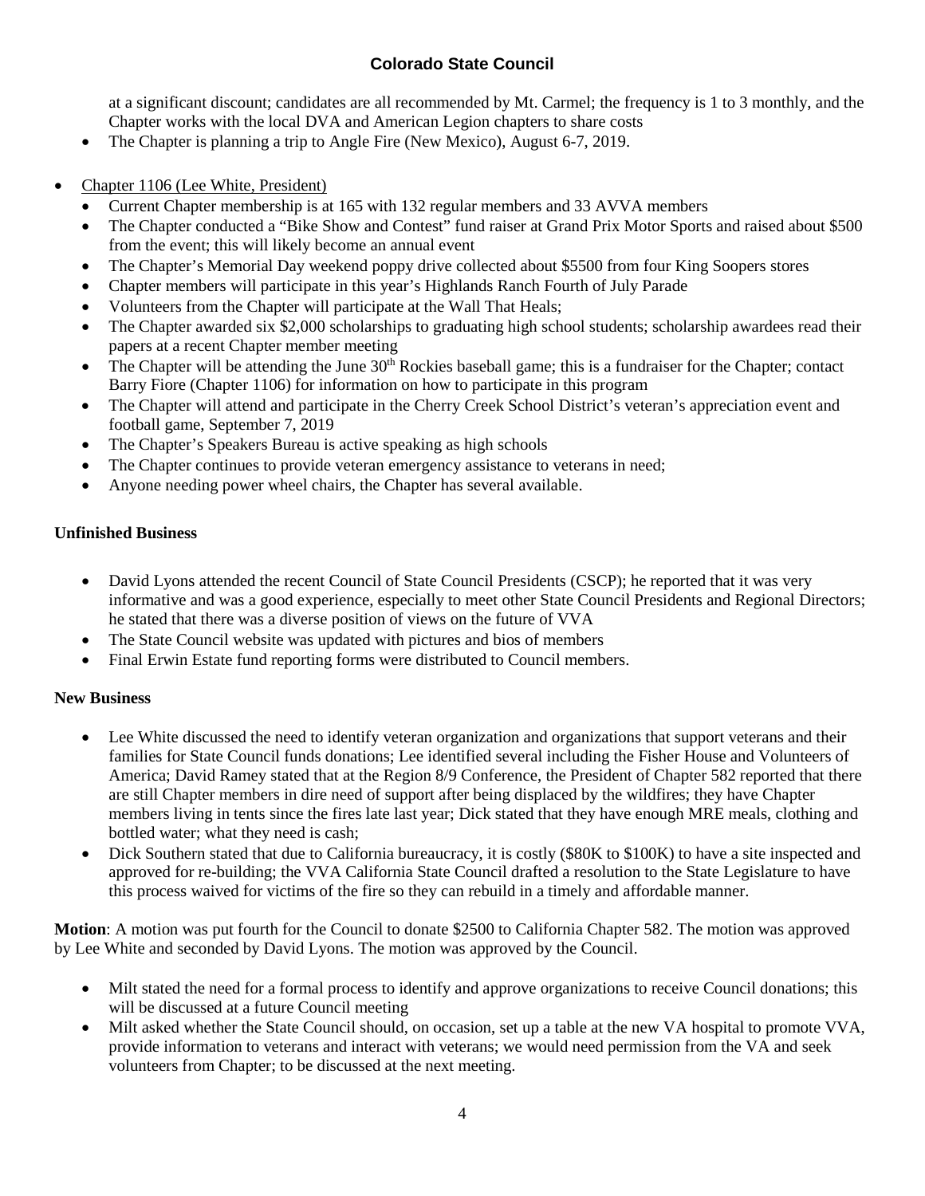at a significant discount; candidates are all recommended by Mt. Carmel; the frequency is 1 to 3 monthly, and the Chapter works with the local DVA and American Legion chapters to share costs

- The Chapter is planning a trip to Angle Fire (New Mexico), August 6-7, 2019.

- Chapter 1106 (Lee White, President)
  - Current Chapter membership is at 165 with 132 regular members and 33 AVVA members
  - The Chapter conducted a "Bike Show and Contest" fund raiser at Grand Prix Motor Sports and raised about $500 from the event; this will likely become an annual event
  - The Chapter's Memorial Day weekend poppy drive collected about $5500 from four King Soopers stores
  - Chapter members will participate in this year's Highlands Ranch Fourth of July Parade
  - Volunteers from the Chapter will participate at the Wall That Heals;
  - The Chapter awarded six $2,000 scholarships to graduating high school students; scholarship awardees read their papers at a recent Chapter member meeting
  - The Chapter will be attending the June 30th Rockies baseball game; this is a fundraiser for the Chapter; contact Barry Fiore (Chapter 1106) for information on how to participate in this program
  - The Chapter will attend and participate in the Cherry Creek School District's veteran's appreciation event and football game, September 7, 2019
  - The Chapter's Speakers Bureau is active speaking as high schools
  - The Chapter continues to provide veteran emergency assistance to veterans in need;
  - Anyone needing power wheel chairs, the Chapter has several available.

**Unfinished Business**

- David Lyons attended the recent Council of State Council Presidents (CSCP); he reported that it was very informative and was a good experience, especially to meet other State Council Presidents and Regional Directors; he stated that there was a diverse position of views on the future of VVA
- The State Council website was updated with pictures and bios of members
- Final Erwin Estate fund reporting forms were distributed to Council members.

**New Business**

- Lee White discussed the need to identify veteran organization and organizations that support veterans and their families for State Council funds donations; Lee identified several including the Fisher House and Volunteers of America; David Ramey stated that at the Region 8/9 Conference, the President of Chapter 582 reported that there are still Chapter members in dire need of support after being displaced by the wildfires; they have Chapter members living in tents since the fires late last year; Dick stated that they have enough MRE meals, clothing and bottled water; what they need is cash;
- Dick Southern stated that due to California bureaucracy, it is costly ($80K to $100K) to have a site inspected and approved for re-building; the VVA California State Council drafted a resolution to the State Legislature to have this process waived for victims of the fire so they can rebuild in a timely and affordable manner.

**Motion**: A motion was put fourth for the Council to donate $2500 to California Chapter 582. The motion was approved by Lee White and seconded by David Lyons. The motion was approved by the Council.

- Milt stated the need for a formal process to identify and approve organizations to receive Council donations; this will be discussed at a future Council meeting
- Milt asked whether the State Council should, on occasion, set up a table at the new VA hospital to promote VVA, provide information to veterans and interact with veterans; we would need permission from the VA and seek volunteers from Chapter; to be discussed at the next meeting.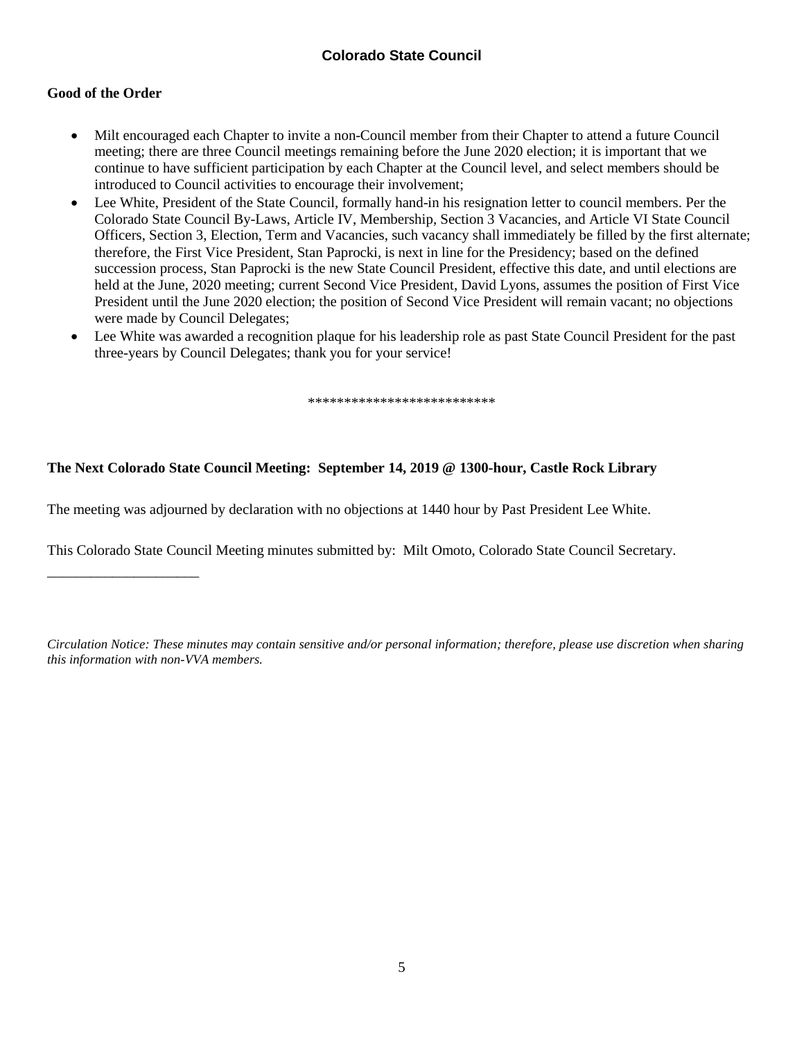## Colorado State Council

**Good of the Order**

- Milt encouraged each Chapter to invite a non-Council member from their Chapter to attend a future Council meeting; there are three Council meetings remaining before the June 2020 election; it is important that we continue to have sufficient participation by each Chapter at the Council level, and select members should be introduced to Council activities to encourage their involvement;
- Lee White, President of the State Council, formally hand-in his resignation letter to council members. Per the Colorado State Council By-Laws, Article IV, Membership, Section 3 Vacancies, and Article VI State Council Officers, Section 3, Election, Term and Vacancies, such vacancy shall immediately be filled by the first alternate; therefore, the First Vice President, Stan Paprocki, is next in line for the Presidency; based on the defined succession process, Stan Paprocki is the new State Council President, effective this date, and until elections are held at the June, 2020 meeting; current Second Vice President, David Lyons, assumes the position of First Vice President until the June 2020 election; the position of Second Vice President will remain vacant; no objections were made by Council Delegates;
- Lee White was awarded a recognition plaque for his leadership role as past State Council President for the past three-years by Council Delegates; thank you for your service!

**************************

**The Next Colorado State Council Meeting: September 14, 2019 @ 1300-hour, Castle Rock Library**

The meeting was adjourned by declaration with no objections at 1440 hour by Past President Lee White.

This Colorado State Council Meeting minutes submitted by: Milt Omoto, Colorado State Council Secretary.

_____________________

*Circulation Notice: These minutes may contain sensitive and/or personal information; therefore, please use discretion when sharing this information with non-VVA members.*